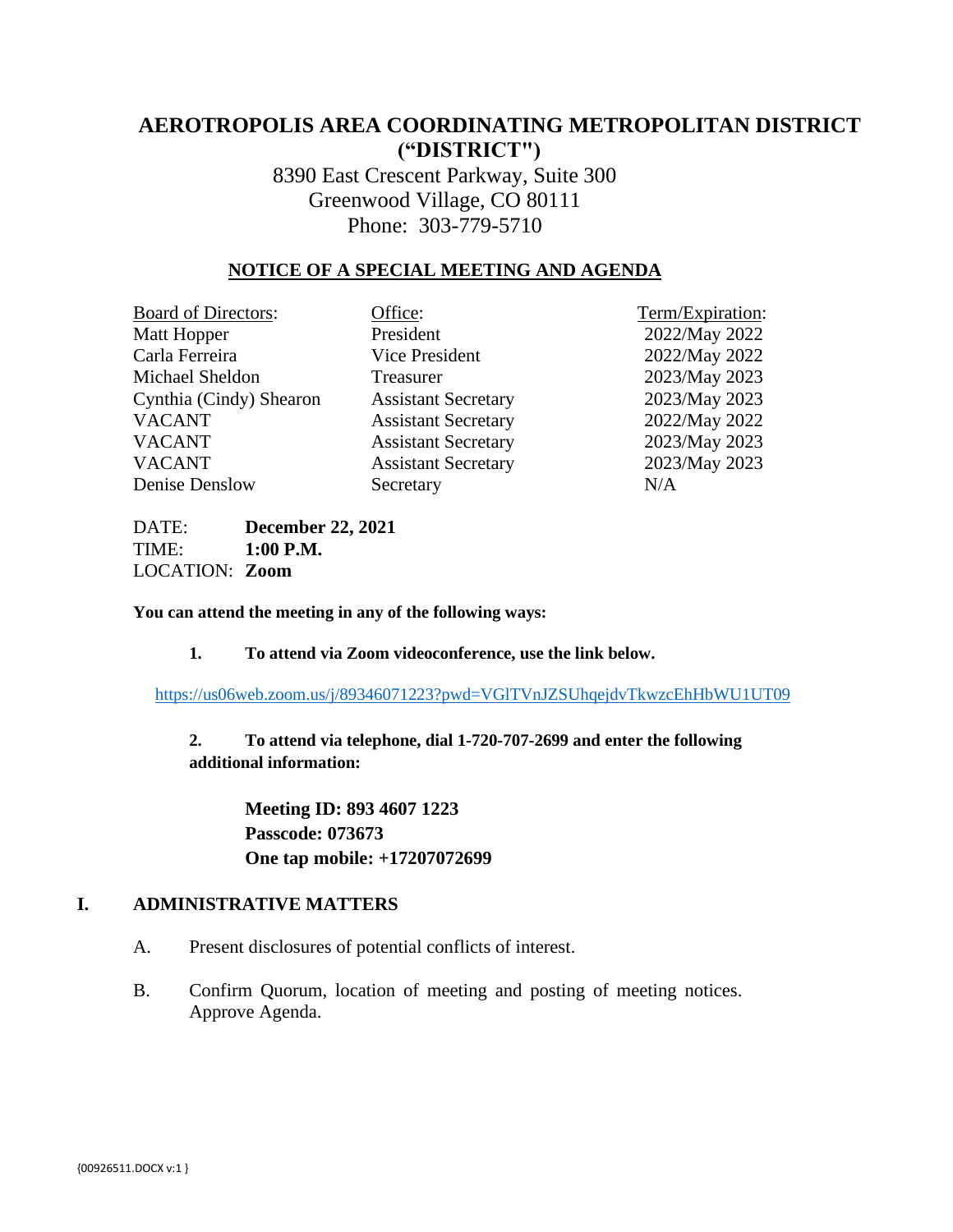# AEROTROPOLIS AREA COORDINATING METROPOLITAN DISTRICT ("DISTRICT")

8390 East Crescent Parkway, Suite 300
Greenwood Village, CO 80111
Phone: 303-779-5710

## NOTICE OF A SPECIAL MEETING AND AGENDA

| Board of Directors: | Office: | Term/Expiration: |
|---|---|---|
| Matt Hopper | President | 2022/May 2022 |
| Carla Ferreira | Vice President | 2022/May 2022 |
| Michael Sheldon | Treasurer | 2023/May 2023 |
| Cynthia (Cindy) Shearon | Assistant Secretary | 2023/May 2023 |
| VACANT | Assistant Secretary | 2022/May 2022 |
| VACANT | Assistant Secretary | 2023/May 2023 |
| VACANT | Assistant Secretary | 2023/May 2023 |
| Denise Denslow | Secretary | N/A |

DATE: **December 22, 2021**
TIME: **1:00 P.M.**
LOCATION: **Zoom**

**You can attend the meeting in any of the following ways:**

**1. To attend via Zoom videoconference, use the link below.**

https://us06web.zoom.us/j/89346071223?pwd=VGlTVnJZSUhqejdvTkwzcEhHbWU1UT09

**2. To attend via telephone, dial 1-720-707-2699 and enter the following additional information:**

**Meeting ID: 893 4607 1223**
**Passcode: 073673**
**One tap mobile: +17207072699**

## I. ADMINISTRATIVE MATTERS

A. Present disclosures of potential conflicts of interest.

B. Confirm Quorum, location of meeting and posting of meeting notices. Approve Agenda.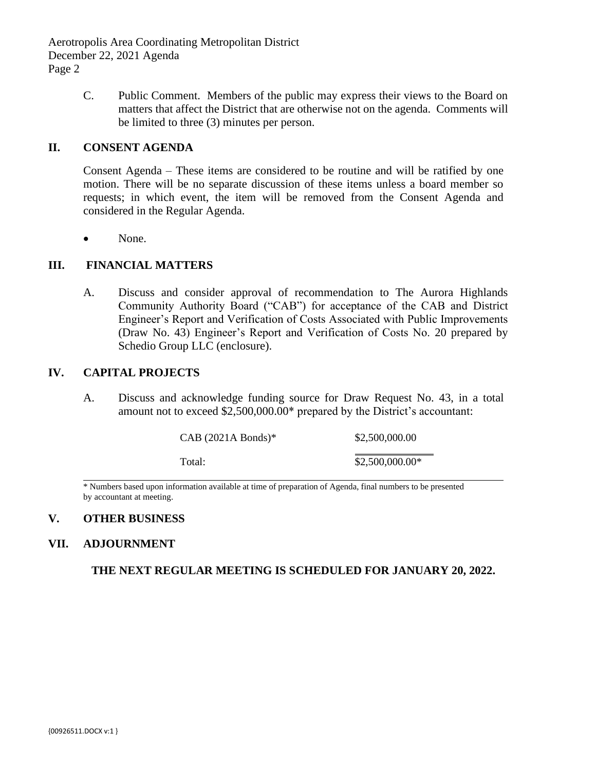C. Public Comment. Members of the public may express their views to the Board on matters that affect the District that are otherwise not on the agenda. Comments will be limited to three (3) minutes per person.

## II. CONSENT AGENDA

Consent Agenda – These items are considered to be routine and will be ratified by one motion. There will be no separate discussion of these items unless a board member so requests; in which event, the item will be removed from the Consent Agenda and considered in the Regular Agenda.

- None.

## III. FINANCIAL MATTERS

A. Discuss and consider approval of recommendation to The Aurora Highlands Community Authority Board ("CAB") for acceptance of the CAB and District Engineer's Report and Verification of Costs Associated with Public Improvements (Draw No. 43) Engineer's Report and Verification of Costs No. 20 prepared by Schedio Group LLC (enclosure).

## IV. CAPITAL PROJECTS

A. Discuss and acknowledge funding source for Draw Request No. 43, in a total amount not to exceed $2,500,000.00* prepared by the District's accountant:

| | |
|---|---|
| CAB (2021A Bonds)* | $2,500,000.00 |
| Total: | $2,500,000.00* |

* Numbers based upon information available at time of preparation of Agenda, final numbers to be presented by accountant at meeting.

## V. OTHER BUSINESS

## VII. ADJOURNMENT

**THE NEXT REGULAR MEETING IS SCHEDULED FOR JANUARY 20, 2022.**

{00926511.DOCX v:1 }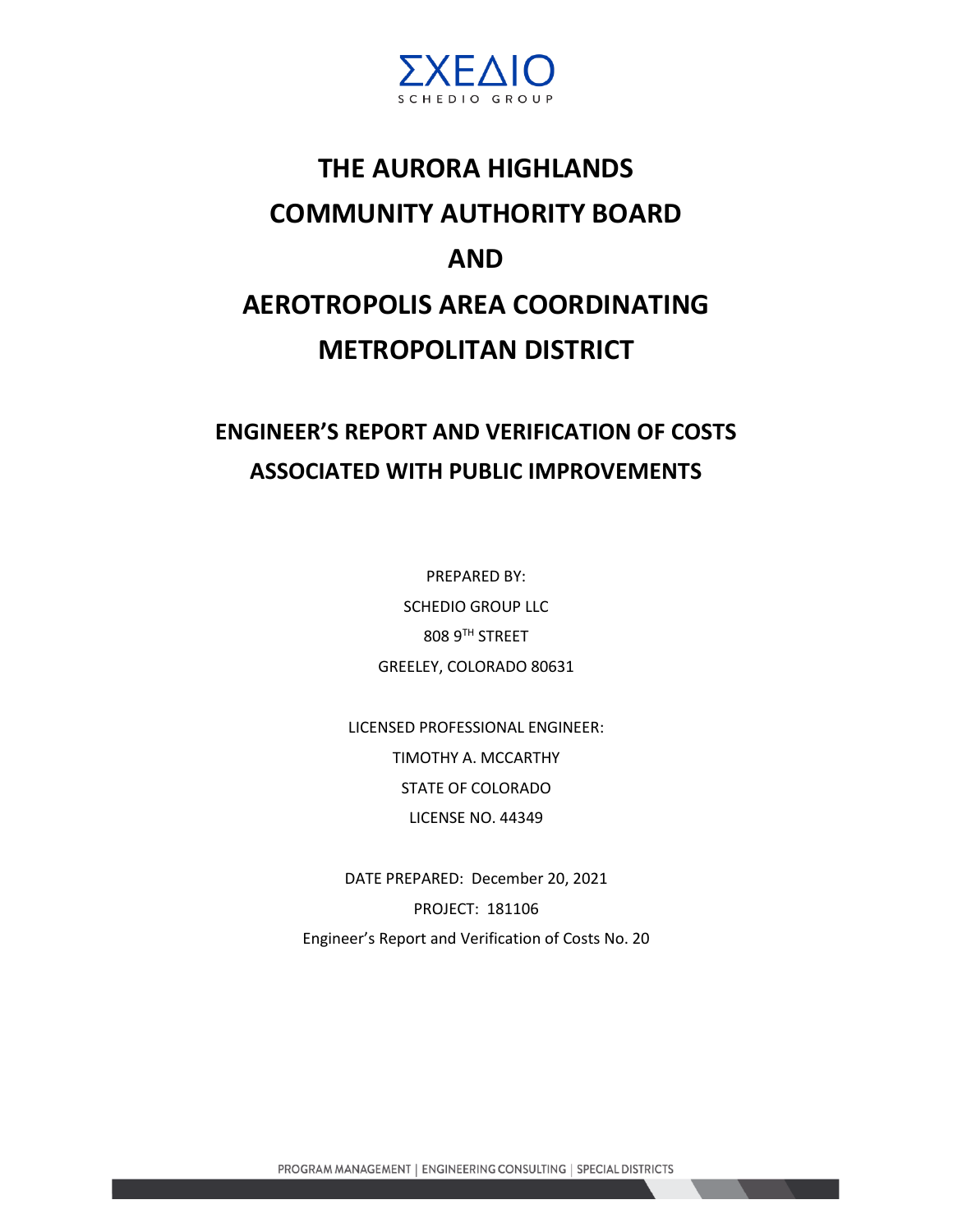ΣΧΕΔΙΟ
SCHEDIO GROUP

# THE AURORA HIGHLANDS COMMUNITY AUTHORITY BOARD AND AEROTROPOLIS AREA COORDINATING METROPOLITAN DISTRICT

## ENGINEER'S REPORT AND VERIFICATION OF COSTS ASSOCIATED WITH PUBLIC IMPROVEMENTS

PREPARED BY:
SCHEDIO GROUP LLC
808 9TH STREET
GREELEY, COLORADO 80631

LICENSED PROFESSIONAL ENGINEER:
TIMOTHY A. MCCARTHY
STATE OF COLORADO
LICENSE NO. 44349

DATE PREPARED: December 20, 2021
PROJECT: 181106
Engineer's Report and Verification of Costs No. 20

PROGRAM MANAGEMENT | ENGINEERING CONSULTING | SPECIAL DISTRICTS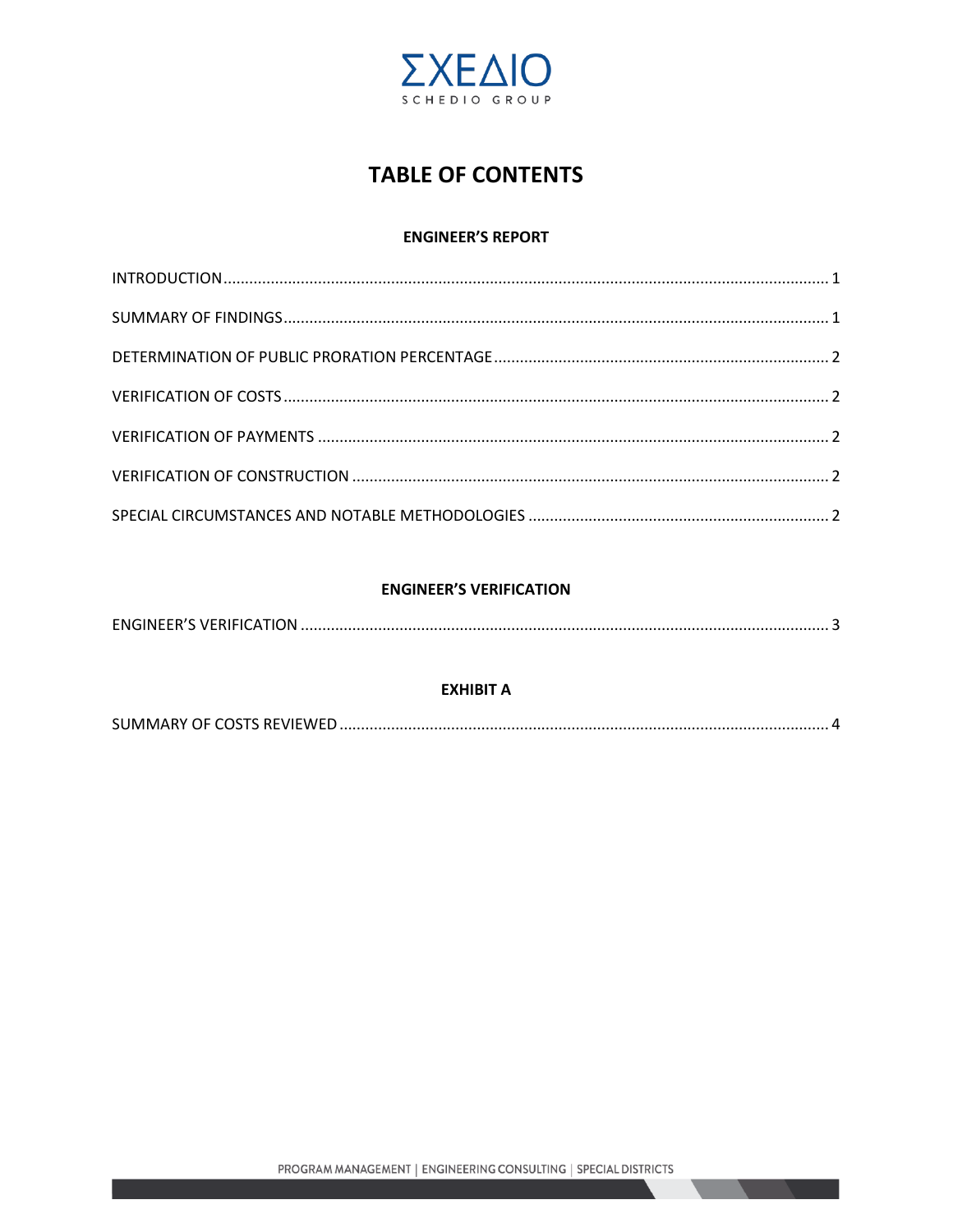# TABLE OF CONTENTS

## ENGINEER'S REPORT

INTRODUCTION ........................................................................................................................ 1

SUMMARY OF FINDINGS ........................................................................................................... 1

DETERMINATION OF PUBLIC PRORATION PERCENTAGE ........................................................... 2

VERIFICATION OF COSTS ........................................................................................................... 2

VERIFICATION OF PAYMENTS .................................................................................................... 2

VERIFICATION OF CONSTRUCTION ............................................................................................ 2

SPECIAL CIRCUMSTANCES AND NOTABLE METHODOLOGIES .................................................... 2

## ENGINEER'S VERIFICATION

ENGINEER'S VERIFICATION ........................................................................................................ 3

## EXHIBIT A

SUMMARY OF COSTS REVIEWED ............................................................................................... 4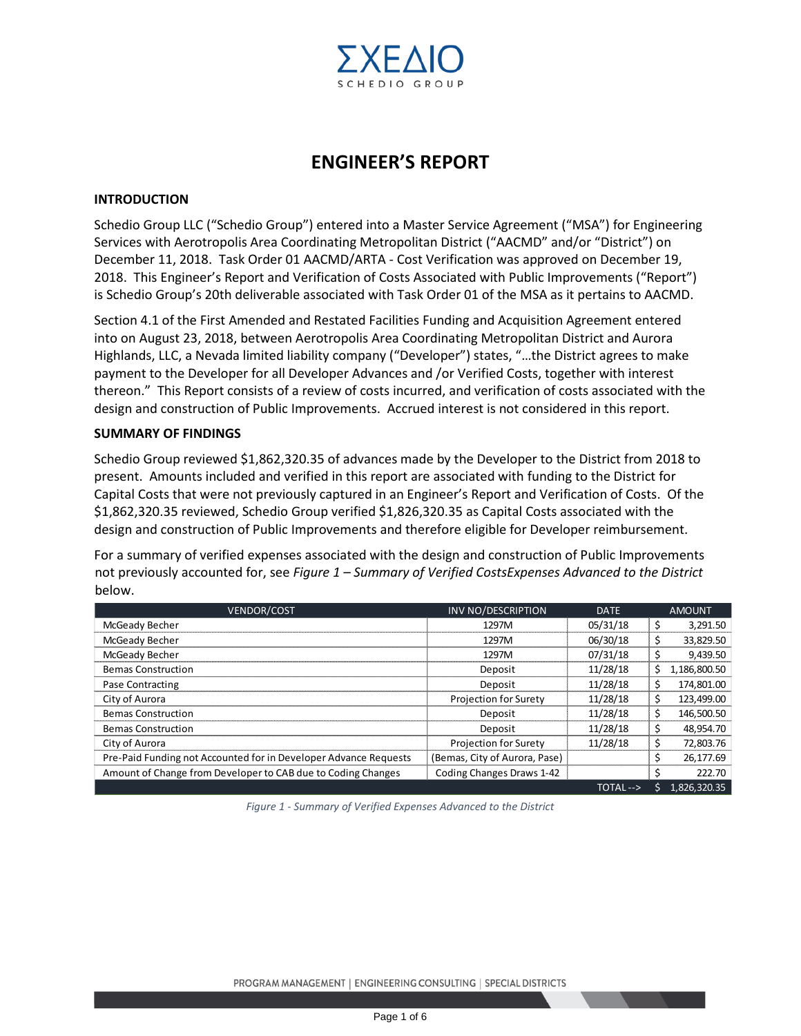ΣΧΕΔΙΟ
SCHEDIO GROUP

# ENGINEER'S REPORT

## INTRODUCTION

Schedio Group LLC ("Schedio Group") entered into a Master Service Agreement ("MSA") for Engineering Services with Aerotropolis Area Coordinating Metropolitan District ("AACMD" and/or "District") on December 11, 2018. Task Order 01 AACMD/ARTA - Cost Verification was approved on December 19, 2018. This Engineer's Report and Verification of Costs Associated with Public Improvements ("Report") is Schedio Group's 20th deliverable associated with Task Order 01 of the MSA as it pertains to AACMD.

Section 4.1 of the First Amended and Restated Facilities Funding and Acquisition Agreement entered into on August 23, 2018, between Aerotropolis Area Coordinating Metropolitan District and Aurora Highlands, LLC, a Nevada limited liability company ("Developer") states, "…the District agrees to make payment to the Developer for all Developer Advances and /or Verified Costs, together with interest thereon." This Report consists of a review of costs incurred, and verification of costs associated with the design and construction of Public Improvements. Accrued interest is not considered in this report.

## SUMMARY OF FINDINGS

Schedio Group reviewed $1,862,320.35 of advances made by the Developer to the District from 2018 to present. Amounts included and verified in this report are associated with funding to the District for Capital Costs that were not previously captured in an Engineer's Report and Verification of Costs. Of the $1,862,320.35 reviewed, Schedio Group verified $1,826,320.35 as Capital Costs associated with the design and construction of Public Improvements and therefore eligible for Developer reimbursement.

For a summary of verified expenses associated with the design and construction of Public Improvements not previously accounted for, see *Figure 1 – Summary of Verified CostsExpenses Advanced to the District* below.

| VENDOR/COST | INV NO/DESCRIPTION | DATE | AMOUNT |
|---|---|---|---|
| McGeady Becher | 1297M | 05/31/18 | $ 3,291.50 |
| McGeady Becher | 1297M | 06/30/18 | $ 33,829.50 |
| McGeady Becher | 1297M | 07/31/18 | $ 9,439.50 |
| Bemas Construction | Deposit | 11/28/18 | $ 1,186,800.50 |
| Pase Contracting | Deposit | 11/28/18 | $ 174,801.00 |
| City of Aurora | Projection for Surety | 11/28/18 | $ 123,499.00 |
| Bemas Construction | Deposit | 11/28/18 | $ 146,500.50 |
| Bemas Construction | Deposit | 11/28/18 | $ 48,954.70 |
| City of Aurora | Projection for Surety | 11/28/18 | $ 72,803.76 |
| Pre-Paid Funding not Accounted for in Developer Advance Requests | (Bemas, City of Aurora, Pase) | | $ 26,177.69 |
| Amount of Change from Developer to CAB due to Coding Changes | Coding Changes Draws 1-42 | | $ 222.70 |
| | | TOTAL --> | $ 1,826,320.35 |

*Figure 1 - Summary of Verified Expenses Advanced to the District*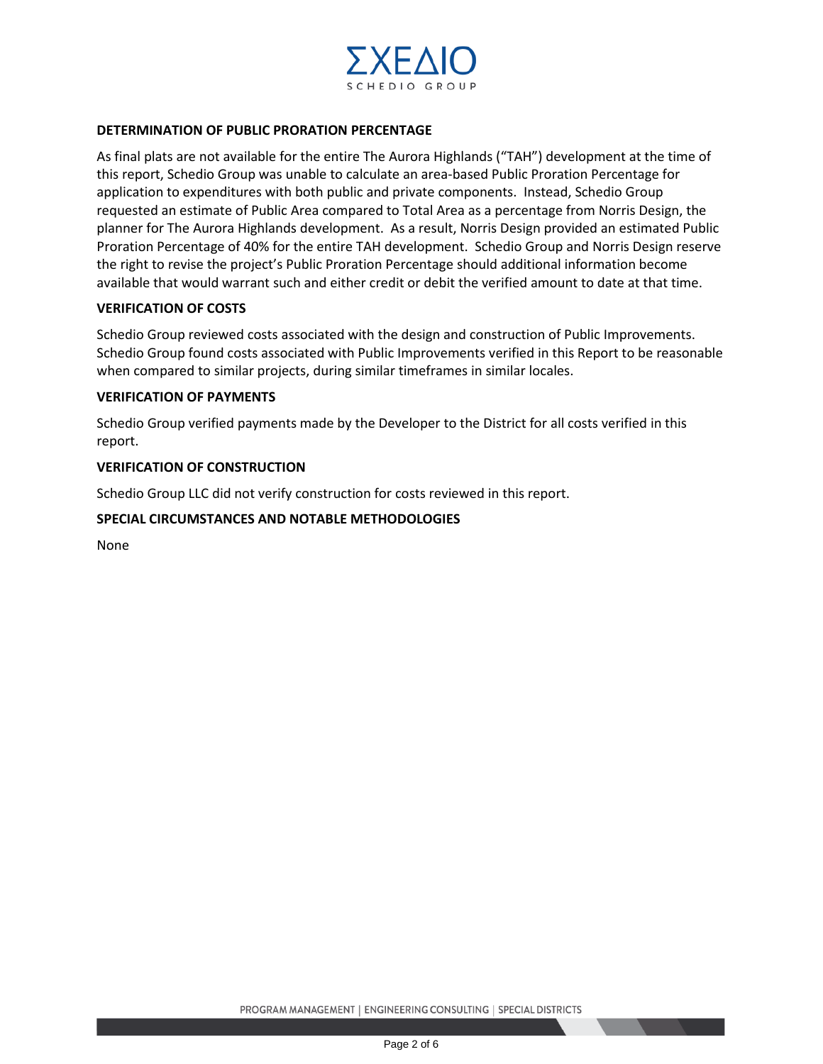**DETERMINATION OF PUBLIC PRORATION PERCENTAGE**

As final plats are not available for the entire The Aurora Highlands ("TAH") development at the time of this report, Schedio Group was unable to calculate an area-based Public Proration Percentage for application to expenditures with both public and private components. Instead, Schedio Group requested an estimate of Public Area compared to Total Area as a percentage from Norris Design, the planner for The Aurora Highlands development. As a result, Norris Design provided an estimated Public Proration Percentage of 40% for the entire TAH development. Schedio Group and Norris Design reserve the right to revise the project's Public Proration Percentage should additional information become available that would warrant such and either credit or debit the verified amount to date at that time.

**VERIFICATION OF COSTS**

Schedio Group reviewed costs associated with the design and construction of Public Improvements. Schedio Group found costs associated with Public Improvements verified in this Report to be reasonable when compared to similar projects, during similar timeframes in similar locales.

**VERIFICATION OF PAYMENTS**

Schedio Group verified payments made by the Developer to the District for all costs verified in this report.

**VERIFICATION OF CONSTRUCTION**

Schedio Group LLC did not verify construction for costs reviewed in this report.

**SPECIAL CIRCUMSTANCES AND NOTABLE METHODOLOGIES**

None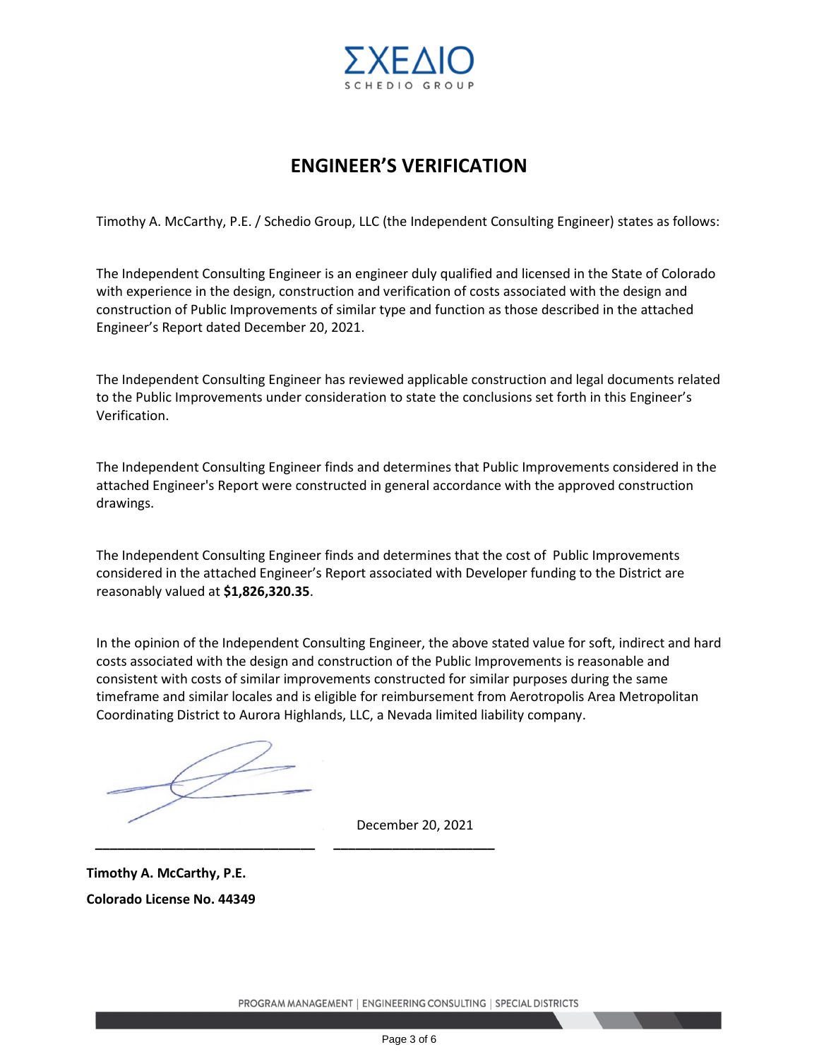ΣΧΕΔΙΟ
SCHEDIO GROUP

# ENGINEER'S VERIFICATION

Timothy A. McCarthy, P.E. / Schedio Group, LLC (the Independent Consulting Engineer) states as follows:

The Independent Consulting Engineer is an engineer duly qualified and licensed in the State of Colorado with experience in the design, construction and verification of costs associated with the design and construction of Public Improvements of similar type and function as those described in the attached Engineer's Report dated December 20, 2021.

The Independent Consulting Engineer has reviewed applicable construction and legal documents related to the Public Improvements under consideration to state the conclusions set forth in this Engineer's Verification.

The Independent Consulting Engineer finds and determines that Public Improvements considered in the attached Engineer's Report were constructed in general accordance with the approved construction drawings.

The Independent Consulting Engineer finds and determines that the cost of Public Improvements considered in the attached Engineer's Report associated with Developer funding to the District are reasonably valued at **$1,826,320.35**.

In the opinion of the Independent Consulting Engineer, the above stated value for soft, indirect and hard costs associated with the design and construction of the Public Improvements is reasonable and consistent with costs of similar improvements constructed for similar purposes during the same timeframe and similar locales and is eligible for reimbursement from Aerotropolis Area Metropolitan Coordinating District to Aurora Highlands, LLC, a Nevada limited liability company.

______________________________ December 20, 2021

**Timothy A. McCarthy, P.E.**

**Colorado License No. 44349**

PROGRAM MANAGEMENT | ENGINEERING CONSULTING | SPECIAL DISTRICTS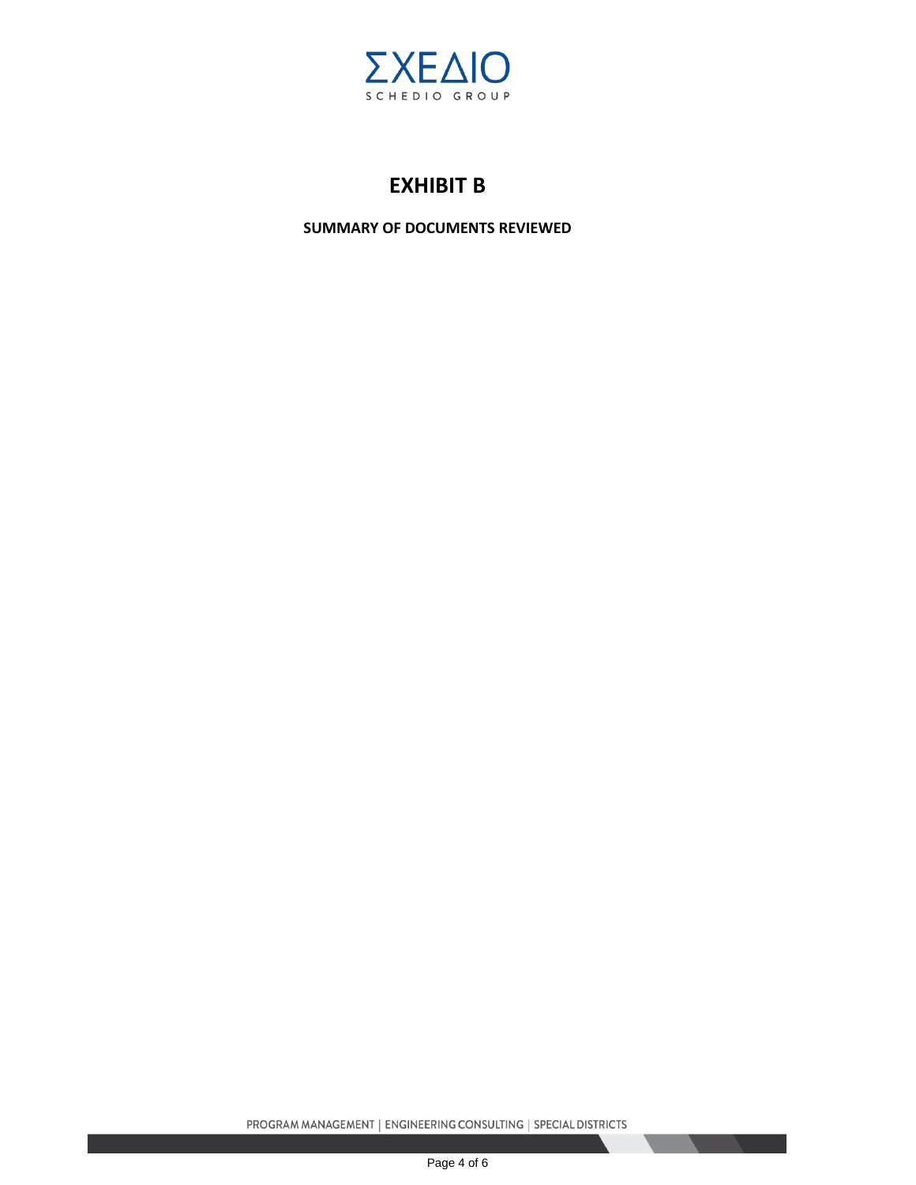# EXHIBIT B

**SUMMARY OF DOCUMENTS REVIEWED**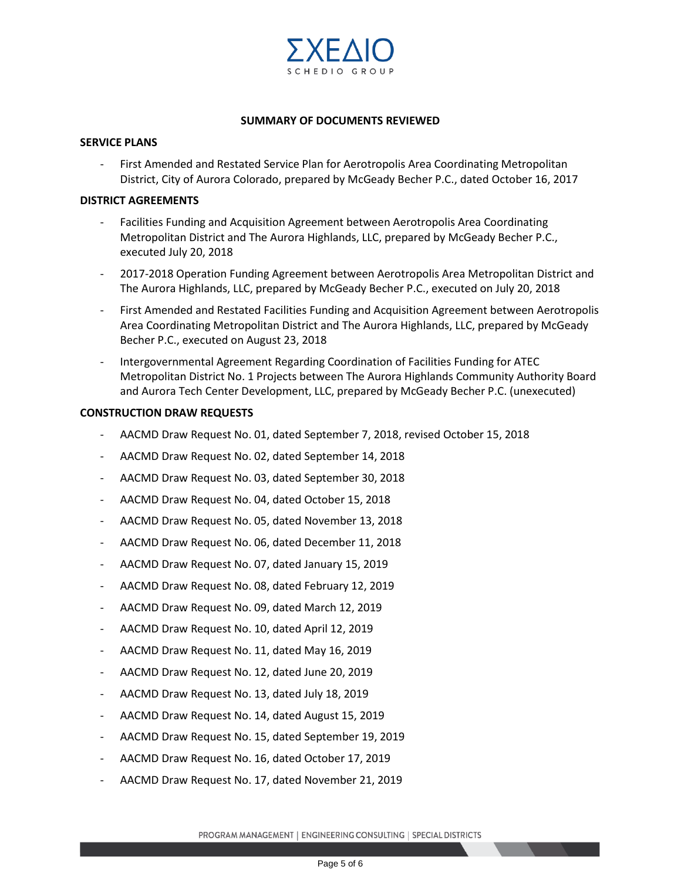## SUMMARY OF DOCUMENTS REVIEWED

### SERVICE PLANS

- First Amended and Restated Service Plan for Aerotropolis Area Coordinating Metropolitan District, City of Aurora Colorado, prepared by McGeady Becher P.C., dated October 16, 2017

### DISTRICT AGREEMENTS

- Facilities Funding and Acquisition Agreement between Aerotropolis Area Coordinating Metropolitan District and The Aurora Highlands, LLC, prepared by McGeady Becher P.C., executed July 20, 2018
- 2017-2018 Operation Funding Agreement between Aerotropolis Area Metropolitan District and The Aurora Highlands, LLC, prepared by McGeady Becher P.C., executed on July 20, 2018
- First Amended and Restated Facilities Funding and Acquisition Agreement between Aerotropolis Area Coordinating Metropolitan District and The Aurora Highlands, LLC, prepared by McGeady Becher P.C., executed on August 23, 2018
- Intergovernmental Agreement Regarding Coordination of Facilities Funding for ATEC Metropolitan District No. 1 Projects between The Aurora Highlands Community Authority Board and Aurora Tech Center Development, LLC, prepared by McGeady Becher P.C. (unexecuted)

### CONSTRUCTION DRAW REQUESTS

- AACMD Draw Request No. 01, dated September 7, 2018, revised October 15, 2018
- AACMD Draw Request No. 02, dated September 14, 2018
- AACMD Draw Request No. 03, dated September 30, 2018
- AACMD Draw Request No. 04, dated October 15, 2018
- AACMD Draw Request No. 05, dated November 13, 2018
- AACMD Draw Request No. 06, dated December 11, 2018
- AACMD Draw Request No. 07, dated January 15, 2019
- AACMD Draw Request No. 08, dated February 12, 2019
- AACMD Draw Request No. 09, dated March 12, 2019
- AACMD Draw Request No. 10, dated April 12, 2019
- AACMD Draw Request No. 11, dated May 16, 2019
- AACMD Draw Request No. 12, dated June 20, 2019
- AACMD Draw Request No. 13, dated July 18, 2019
- AACMD Draw Request No. 14, dated August 15, 2019
- AACMD Draw Request No. 15, dated September 19, 2019
- AACMD Draw Request No. 16, dated October 17, 2019
- AACMD Draw Request No. 17, dated November 21, 2019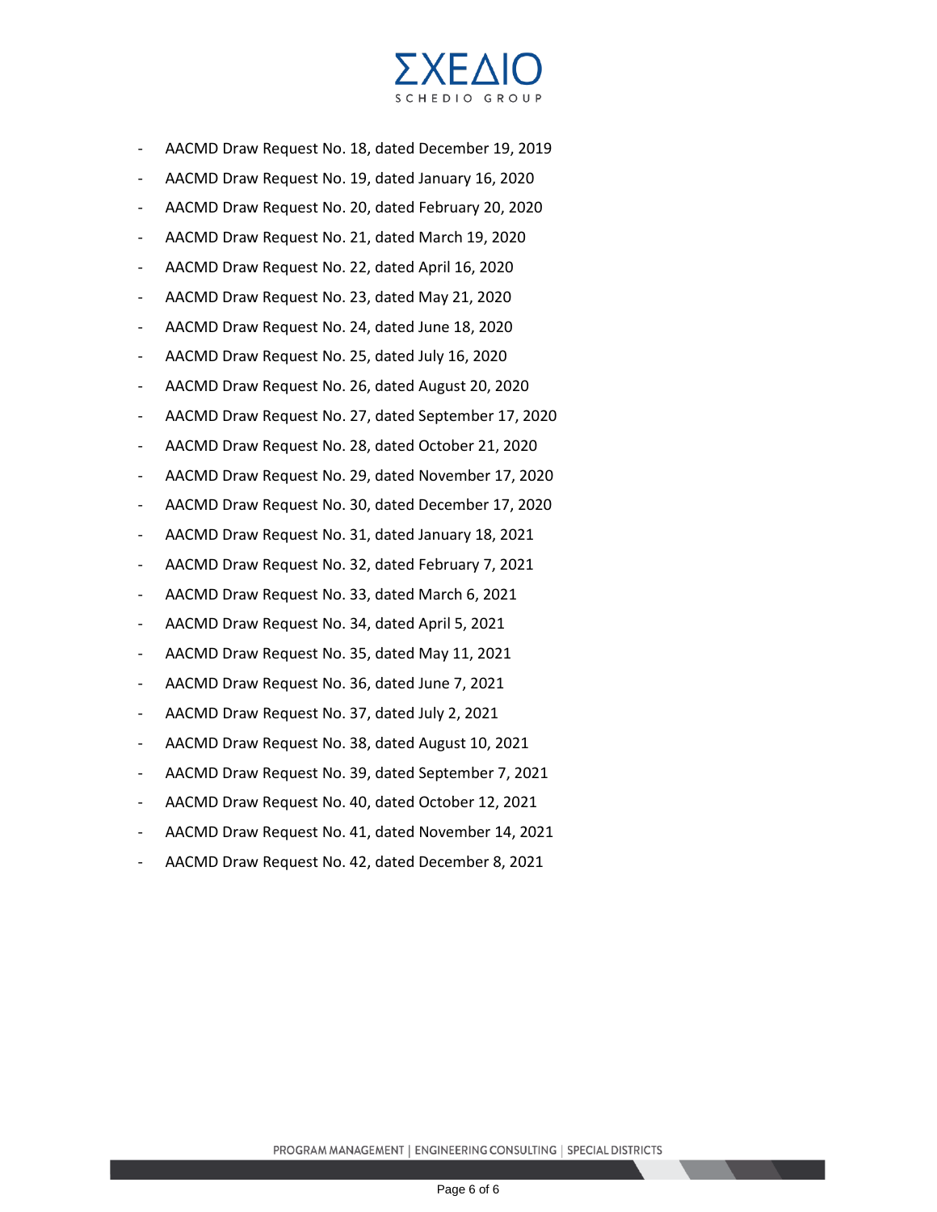- AACMD Draw Request No. 18, dated December 19, 2019
- AACMD Draw Request No. 19, dated January 16, 2020
- AACMD Draw Request No. 20, dated February 20, 2020
- AACMD Draw Request No. 21, dated March 19, 2020
- AACMD Draw Request No. 22, dated April 16, 2020
- AACMD Draw Request No. 23, dated May 21, 2020
- AACMD Draw Request No. 24, dated June 18, 2020
- AACMD Draw Request No. 25, dated July 16, 2020
- AACMD Draw Request No. 26, dated August 20, 2020
- AACMD Draw Request No. 27, dated September 17, 2020
- AACMD Draw Request No. 28, dated October 21, 2020
- AACMD Draw Request No. 29, dated November 17, 2020
- AACMD Draw Request No. 30, dated December 17, 2020
- AACMD Draw Request No. 31, dated January 18, 2021
- AACMD Draw Request No. 32, dated February 7, 2021
- AACMD Draw Request No. 33, dated March 6, 2021
- AACMD Draw Request No. 34, dated April 5, 2021
- AACMD Draw Request No. 35, dated May 11, 2021
- AACMD Draw Request No. 36, dated June 7, 2021
- AACMD Draw Request No. 37, dated July 2, 2021
- AACMD Draw Request No. 38, dated August 10, 2021
- AACMD Draw Request No. 39, dated September 7, 2021
- AACMD Draw Request No. 40, dated October 12, 2021
- AACMD Draw Request No. 41, dated November 14, 2021
- AACMD Draw Request No. 42, dated December 8, 2021